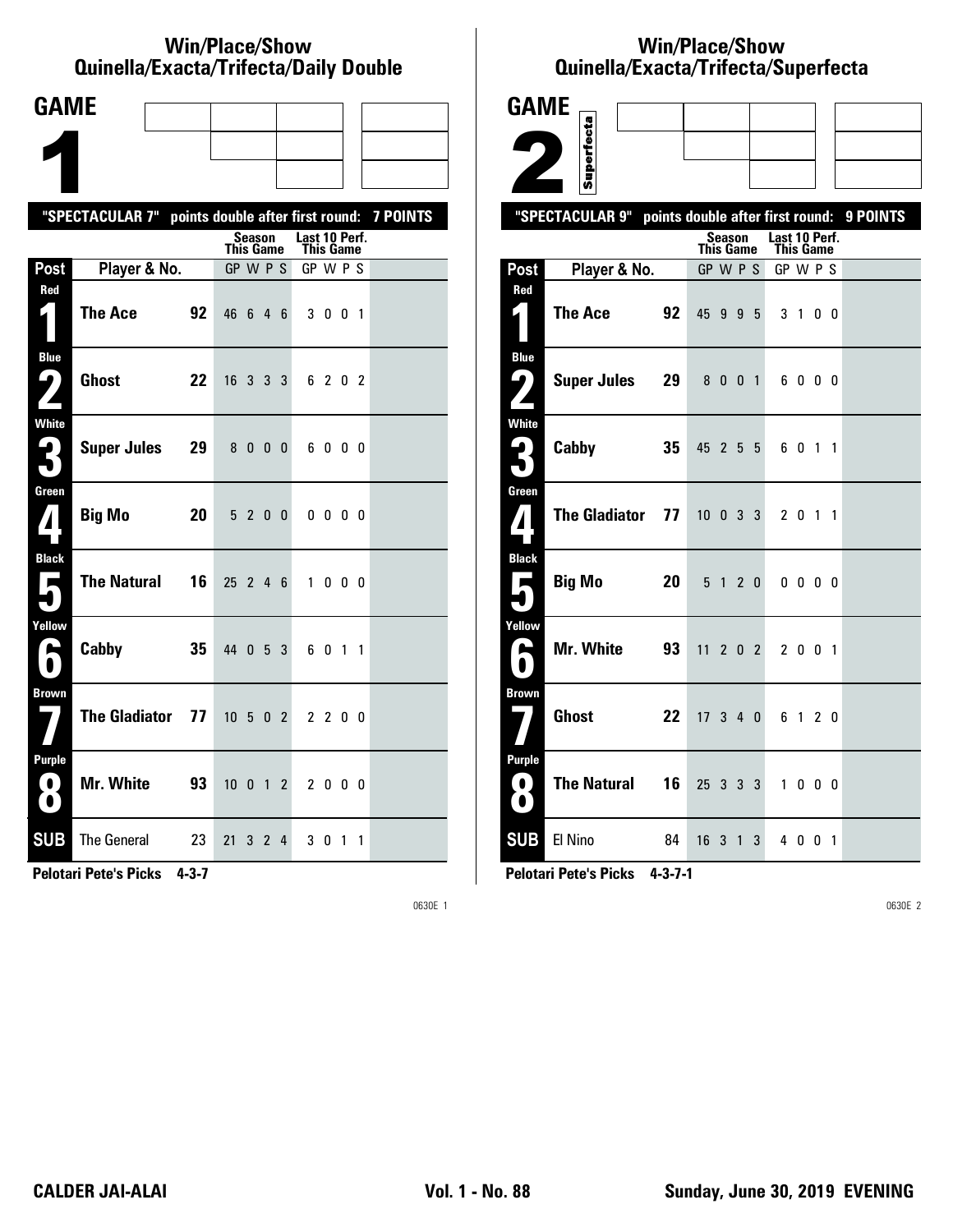## Win/Place/Show Quinella/Exacta/Trifecta/Daily Double

# GAME 1

"SPECTACULAR 7" points double after first round: 7 POINTS

| Post | Player & No. | | Season This Game GP W P S | Last 10 Perf. This Game GP W P S |
|---|---|---|---|---|
| Red 1 | The Ace | 92 | 46 6 4 6 | 3 0 0 1 |
| Blue 2 | Ghost | 22 | 16 3 3 3 | 6 2 0 2 |
| White 3 | Super Jules | 29 | 8 0 0 0 | 6 0 0 0 |
| Green 4 | Big Mo | 20 | 5 2 0 0 | 0 0 0 0 |
| Black 5 | The Natural | 16 | 25 2 4 6 | 1 0 0 0 |
| Yellow 6 | Cabby | 35 | 44 0 5 3 | 6 0 1 1 |
| Brown 7 | The Gladiator | 77 | 10 5 0 2 | 2 2 0 0 |
| Purple 8 | Mr. White | 93 | 10 0 1 2 | 2 0 0 0 |
| SUB | The General | 23 | 21 3 2 4 | 3 0 1 1 |

**Pelotari Pete's Picks 4-3-7**

0630E 1

## Win/Place/Show Quinella/Exacta/Trifecta/Superfecta

# GAME 2

Superfecta

"SPECTACULAR 9" points double after first round: 9 POINTS

| Post | Player & No. | | Season This Game GP W P S | Last 10 Perf. This Game GP W P S |
|---|---|---|---|---|
| Red 1 | The Ace | 92 | 45 9 9 5 | 3 1 0 0 |
| Blue 2 | Super Jules | 29 | 8 0 0 1 | 6 0 0 0 |
| White 3 | Cabby | 35 | 45 2 5 5 | 6 0 1 1 |
| Green 4 | The Gladiator | 77 | 10 0 3 3 | 2 0 1 1 |
| Black 5 | Big Mo | 20 | 5 1 2 0 | 0 0 0 0 |
| Yellow 6 | Mr. White | 93 | 11 2 0 2 | 2 0 0 1 |
| Brown 7 | Ghost | 22 | 17 3 4 0 | 6 1 2 0 |
| Purple 8 | The Natural | 16 | 25 3 3 3 | 1 0 0 0 |
| SUB | El Nino | 84 | 16 3 1 3 | 4 0 0 1 |

**Pelotari Pete's Picks 4-3-7-1**

0630E 2

**CALDER JAI-ALAI** **Vol. 1 - No. 88** **Sunday, June 30, 2019 EVENING**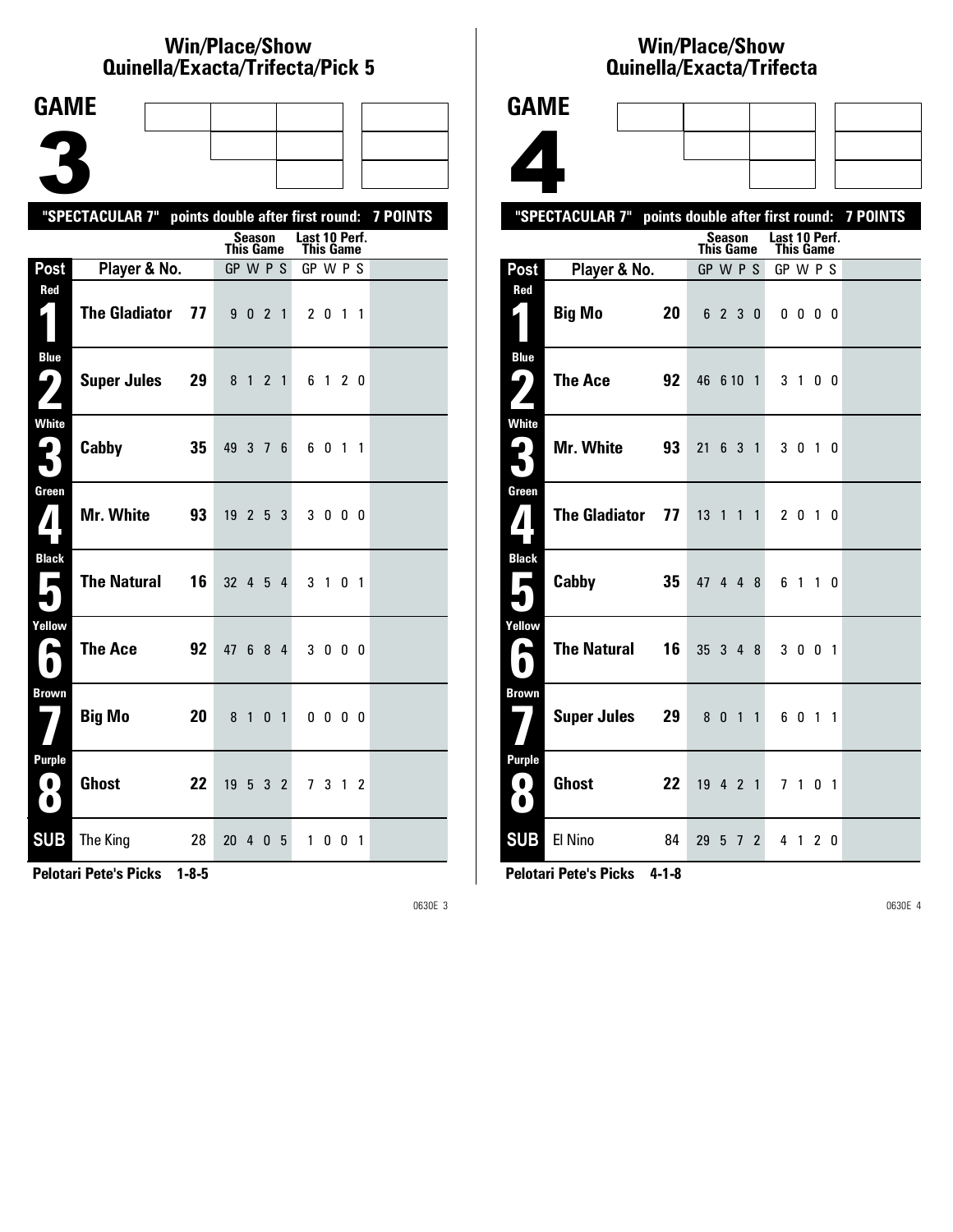## Win/Place/Show
## Quinella/Exacta/Trifecta/Pick 5

# GAME 3

"SPECTACULAR 7" points double after first round: 7 POINTS

| Post | Player & No. | | Season This Game GP | W | P | S | Last 10 Perf. This Game GP | W | P | S |
|---|---|---|---|---|---|---|---|---|---|---|
| Red 1 | The Gladiator | 77 | 9 | 0 | 2 | 1 | 2 | 0 | 1 | 1 |
| Blue 2 | Super Jules | 29 | 8 | 1 | 2 | 1 | 6 | 1 | 2 | 0 |
| White 3 | Cabby | 35 | 49 | 3 | 7 | 6 | 6 | 0 | 1 | 1 |
| Green 4 | Mr. White | 93 | 19 | 2 | 5 | 3 | 3 | 0 | 0 | 0 |
| Black 5 | The Natural | 16 | 32 | 4 | 5 | 4 | 3 | 1 | 0 | 1 |
| Yellow 6 | The Ace | 92 | 47 | 6 | 8 | 4 | 3 | 0 | 0 | 0 |
| Brown 7 | Big Mo | 20 | 8 | 1 | 0 | 1 | 0 | 0 | 0 | 0 |
| Purple 8 | Ghost | 22 | 19 | 5 | 3 | 2 | 7 | 3 | 1 | 2 |
| SUB | The King | 28 | 20 | 4 | 0 | 5 | 1 | 0 | 0 | 1 |

**Pelotari Pete's Picks 1-8-5**

0630E 3

## Win/Place/Show
## Quinella/Exacta/Trifecta

# GAME 4

"SPECTACULAR 7" points double after first round: 7 POINTS

| Post | Player & No. | | Season This Game GP | W | P | S | Last 10 Perf. This Game GP | W | P | S |
|---|---|---|---|---|---|---|---|---|---|---|
| Red 1 | Big Mo | 20 | 6 | 2 | 3 | 0 | 0 | 0 | 0 | 0 |
| Blue 2 | The Ace | 92 | 46 | 6 | 10 | 1 | 3 | 1 | 0 | 0 |
| White 3 | Mr. White | 93 | 21 | 6 | 3 | 1 | 3 | 0 | 1 | 0 |
| Green 4 | The Gladiator | 77 | 13 | 1 | 1 | 1 | 2 | 0 | 1 | 0 |
| Black 5 | Cabby | 35 | 47 | 4 | 4 | 8 | 6 | 1 | 1 | 0 |
| Yellow 6 | The Natural | 16 | 35 | 3 | 4 | 8 | 3 | 0 | 0 | 1 |
| Brown 7 | Super Jules | 29 | 8 | 0 | 1 | 1 | 6 | 0 | 1 | 1 |
| Purple 8 | Ghost | 22 | 19 | 4 | 2 | 1 | 7 | 1 | 0 | 1 |
| SUB | El Nino | 84 | 29 | 5 | 7 | 2 | 4 | 1 | 2 | 0 |

**Pelotari Pete's Picks 4-1-8**

0630E 4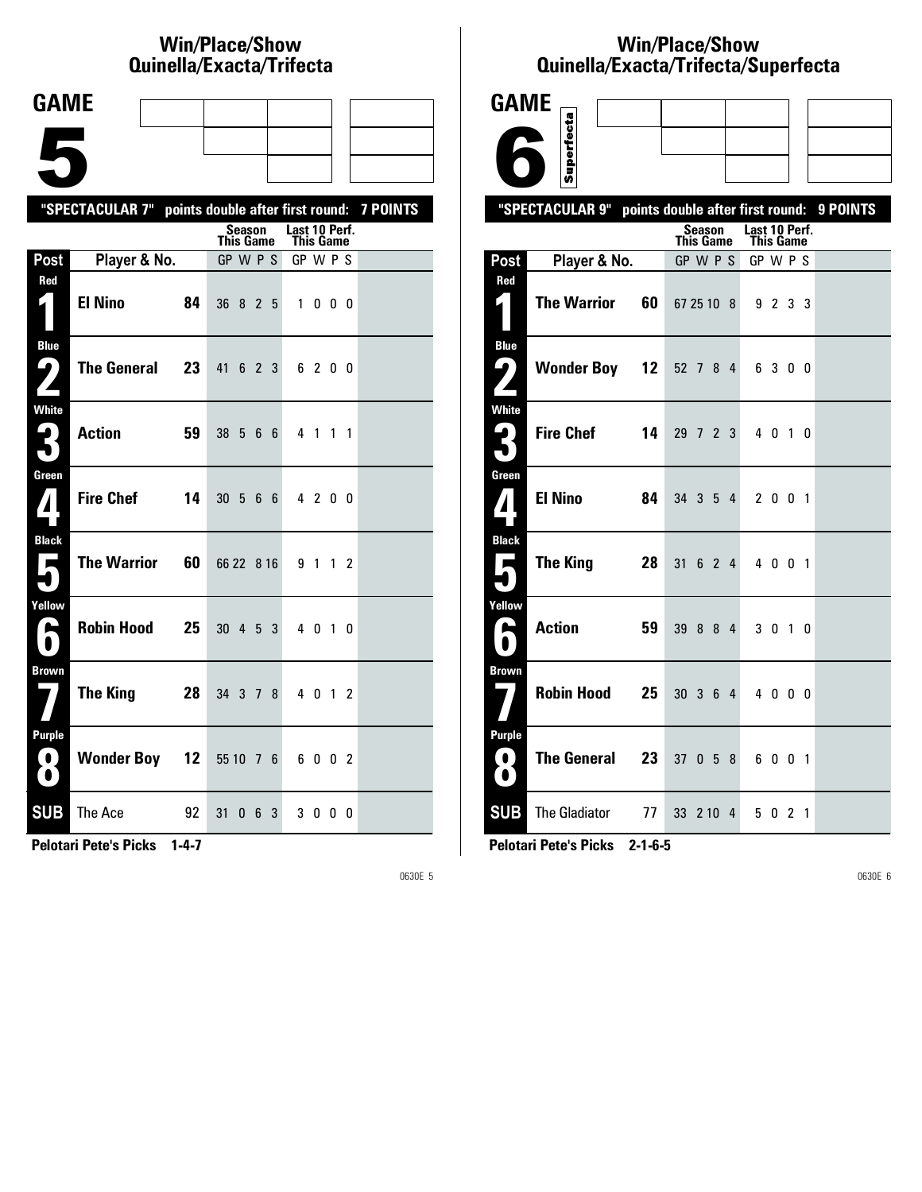## Win/Place/Show
## Quinella/Exacta/Trifecta

# GAME 5

"SPECTACULAR 7" points double after first round: 7 POINTS

| Post | Player & No. | | Season This Game GP W P S | Last 10 Perf. This Game GP W P S |
|---|---|---|---|---|
| Red 1 | El Nino | 84 | 36 8 2 5 | 1 0 0 0 |
| Blue 2 | The General | 23 | 41 6 2 3 | 6 2 0 0 |
| White 3 | Action | 59 | 38 5 6 6 | 4 1 1 1 |
| Green 4 | Fire Chef | 14 | 30 5 6 6 | 4 2 0 0 |
| Black 5 | The Warrior | 60 | 66 22 8 16 | 9 1 1 2 |
| Yellow 6 | Robin Hood | 25 | 30 4 5 3 | 4 0 1 0 |
| Brown 7 | The King | 28 | 34 3 7 8 | 4 0 1 2 |
| Purple 8 | Wonder Boy | 12 | 55 10 7 6 | 6 0 0 2 |
| SUB | The Ace | 92 | 31 0 6 3 | 3 0 0 0 |

**Pelotari Pete's Picks 1-4-7**

0630E 5

## Win/Place/Show
## Quinella/Exacta/Trifecta/Superfecta

# GAME 6

Superfecta

"SPECTACULAR 9" points double after first round: 9 POINTS

| Post | Player & No. | | Season This Game GP W P S | Last 10 Perf. This Game GP W P S |
|---|---|---|---|---|
| Red 1 | The Warrior | 60 | 67 25 10 8 | 9 2 3 3 |
| Blue 2 | Wonder Boy | 12 | 52 7 8 4 | 6 3 0 0 |
| White 3 | Fire Chef | 14 | 29 7 2 3 | 4 0 1 0 |
| Green 4 | El Nino | 84 | 34 3 5 4 | 2 0 0 1 |
| Black 5 | The King | 28 | 31 6 2 4 | 4 0 0 1 |
| Yellow 6 | Action | 59 | 39 8 8 4 | 3 0 1 0 |
| Brown 7 | Robin Hood | 25 | 30 3 6 4 | 4 0 0 0 |
| Purple 8 | The General | 23 | 37 0 5 8 | 6 0 0 1 |
| SUB | The Gladiator | 77 | 33 2 10 4 | 5 0 2 1 |

**Pelotari Pete's Picks 2-1-6-5**

0630E 6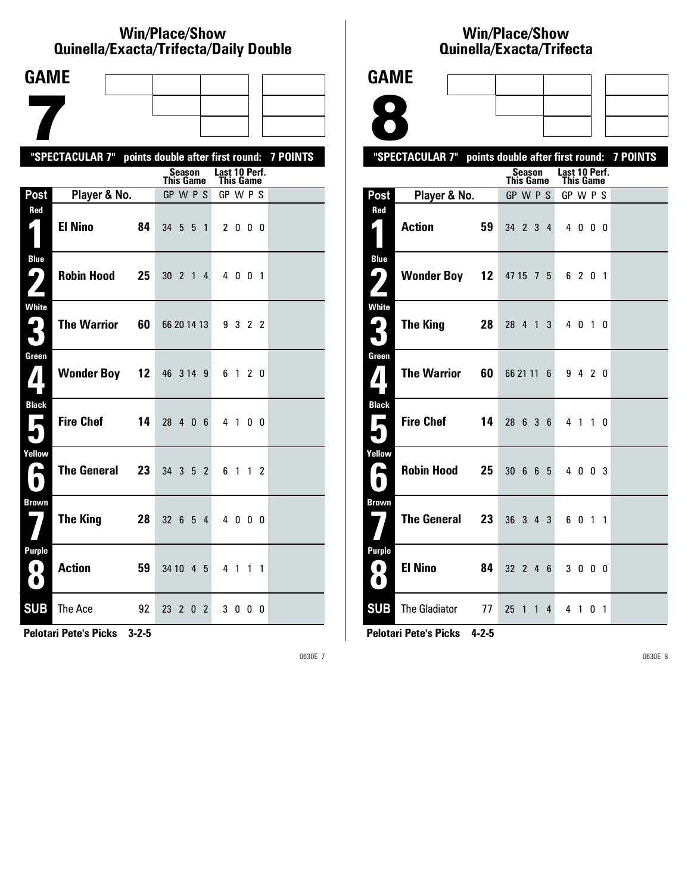# Win/Place/Show Quinella/Exacta/Trifecta/Daily Double

## GAME 7

**"SPECTACULAR 7" points double after first round: 7 POINTS**

| Post | Player & No. | | Season This Game GP W P S | Last 10 Perf. This Game GP W P S |
|---|---|---|---|---|
| Red 1 | **El Nino** | **84** | 34 5 5 1 | 2 0 0 0 |
| Blue 2 | **Robin Hood** | **25** | 30 2 1 4 | 4 0 0 1 |
| White 3 | **The Warrior** | **60** | 66 20 14 13 | 9 3 2 2 |
| Green 4 | **Wonder Boy** | **12** | 46 3 14 9 | 6 1 2 0 |
| Black 5 | **Fire Chef** | **14** | 28 4 0 6 | 4 1 0 0 |
| Yellow 6 | **The General** | **23** | 34 3 5 2 | 6 1 1 2 |
| Brown 7 | **The King** | **28** | 32 6 5 4 | 4 0 0 0 |
| Purple 8 | **Action** | **59** | 34 10 4 5 | 4 1 1 1 |
| SUB | The Ace | 92 | 23 2 0 2 | 3 0 0 0 |

**Pelotari Pete's Picks 3-2-5**

# Win/Place/Show Quinella/Exacta/Trifecta

## GAME 8

**"SPECTACULAR 7" points double after first round: 7 POINTS**

| Post | Player & No. | | Season This Game GP W P S | Last 10 Perf. This Game GP W P S |
|---|---|---|---|---|
| Red 1 | **Action** | **59** | 34 2 3 4 | 4 0 0 0 |
| Blue 2 | **Wonder Boy** | **12** | 47 15 7 5 | 6 2 0 1 |
| White 3 | **The King** | **28** | 28 4 1 3 | 4 0 1 0 |
| Green 4 | **The Warrior** | **60** | 66 21 11 6 | 9 4 2 0 |
| Black 5 | **Fire Chef** | **14** | 28 6 3 6 | 4 1 1 0 |
| Yellow 6 | **Robin Hood** | **25** | 30 6 6 5 | 4 0 0 3 |
| Brown 7 | **The General** | **23** | 36 3 4 3 | 6 0 1 1 |
| Purple 8 | **El Nino** | **84** | 32 2 4 6 | 3 0 0 0 |
| SUB | The Gladiator | 77 | 25 1 1 4 | 4 1 0 1 |

**Pelotari Pete's Picks 4-2-5**